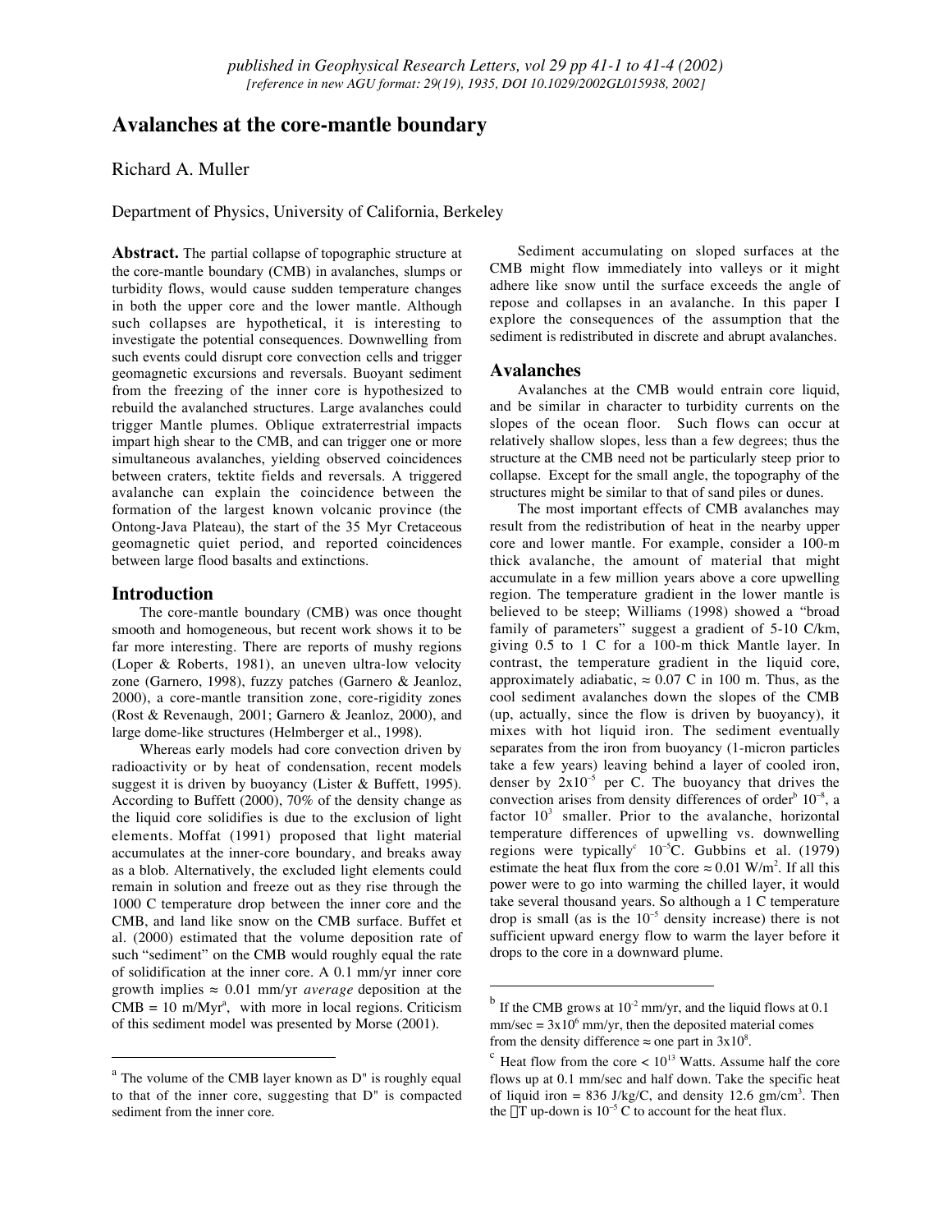*published in Geophysical Research Letters, vol 29 pp 41-1 to 41-4 (2002)*
*[reference in new AGU format: 29(19), 1935, DOI 10.1029/2002GL015938, 2002]*

# Avalanches at the core-mantle boundary

Richard A. Muller

Department of Physics, University of California, Berkeley

**Abstract.** The partial collapse of topographic structure at the core-mantle boundary (CMB) in avalanches, slumps or turbidity flows, would cause sudden temperature changes in both the upper core and the lower mantle. Although such collapses are hypothetical, it is interesting to investigate the potential consequences. Downwelling from such events could disrupt core convection cells and trigger geomagnetic excursions and reversals. Buoyant sediment from the freezing of the inner core is hypothesized to rebuild the avalanched structures. Large avalanches could trigger Mantle plumes. Oblique extraterrestrial impacts impart high shear to the CMB, and can trigger one or more simultaneous avalanches, yielding observed coincidences between craters, tektite fields and reversals. A triggered avalanche can explain the coincidence between the formation of the largest known volcanic province (the Ontong-Java Plateau), the start of the 35 Myr Cretaceous geomagnetic quiet period, and reported coincidences between large flood basalts and extinctions.

## Introduction

The core-mantle boundary (CMB) was once thought smooth and homogeneous, but recent work shows it to be far more interesting. There are reports of mushy regions (Loper & Roberts, 1981), an uneven ultra-low velocity zone (Garnero, 1998), fuzzy patches (Garnero & Jeanloz, 2000), a core-mantle transition zone, core-rigidity zones (Rost & Revenaugh, 2001; Garnero & Jeanloz, 2000), and large dome-like structures (Helmberger et al., 1998).

Whereas early models had core convection driven by radioactivity or by heat of condensation, recent models suggest it is driven by buoyancy (Lister & Buffett, 1995). According to Buffett (2000), 70% of the density change as the liquid core solidifies is due to the exclusion of light elements. Moffat (1991) proposed that light material accumulates at the inner-core boundary, and breaks away as a blob. Alternatively, the excluded light elements could remain in solution and freeze out as they rise through the 1000 C temperature drop between the inner core and the CMB, and land like snow on the CMB surface. Buffet et al. (2000) estimated that the volume deposition rate of such "sediment" on the CMB would roughly equal the rate of solidification at the inner core. A 0.1 mm/yr inner core growth implies ≈ 0.01 mm/yr *average* deposition at the CMB = 10 m/Myr[a], with more in local regions. Criticism of this sediment model was presented by Morse (2001).

Sediment accumulating on sloped surfaces at the CMB might flow immediately into valleys or it might adhere like snow until the surface exceeds the angle of repose and collapses in an avalanche. In this paper I explore the consequences of the assumption that the sediment is redistributed in discrete and abrupt avalanches.

## Avalanches

Avalanches at the CMB would entrain core liquid, and be similar in character to turbidity currents on the slopes of the ocean floor. Such flows can occur at relatively shallow slopes, less than a few degrees; thus the structure at the CMB need not be particularly steep prior to collapse. Except for the small angle, the topography of the structures might be similar to that of sand piles or dunes.

The most important effects of CMB avalanches may result from the redistribution of heat in the nearby upper core and lower mantle. For example, consider a 100-m thick avalanche, the amount of material that might accumulate in a few million years above a core upwelling region. The temperature gradient in the lower mantle is believed to be steep; Williams (1998) showed a "broad family of parameters" suggest a gradient of 5-10 C/km, giving 0.5 to 1 C for a 100-m thick Mantle layer. In contrast, the temperature gradient in the liquid core, approximately adiabatic, ≈ 0.07 C in 100 m. Thus, as the cool sediment avalanches down the slopes of the CMB (up, actually, since the flow is driven by buoyancy), it mixes with hot liquid iron. The sediment eventually separates from the iron from buoyancy (1-micron particles take a few years) leaving behind a layer of cooled iron, denser by $2 \times 10^{-5}$ per C. The buoyancy that drives the convection arises from density differences of order[b] $10^{-8}$, a factor $10^{3}$ smaller. Prior to the avalanche, horizontal temperature differences of upwelling vs. downwelling regions were typically[c] $10^{-5}$C. Gubbins et al. (1979) estimate the heat flux from the core ≈ 0.01 W/m$^2$. If all this power were to go into warming the chilled layer, it would take several thousand years. So although a 1 C temperature drop is small (as is the $10^{-5}$ density increase) there is not sufficient upward energy flow to warm the layer before it drops to the core in a downward plume.

---

[a] The volume of the CMB layer known as D" is roughly equal to that of the inner core, suggesting that D" is compacted sediment from the inner core.

[b] If the CMB grows at $10^{-2}$ mm/yr, and the liquid flows at 0.1 mm/sec = $3 \times 10^{6}$ mm/yr, then the deposited material comes from the density difference ≈ one part in $3 \times 10^{8}$.

[c] Heat flow from the core < $10^{13}$ Watts. Assume half the core flows up at 0.1 mm/sec and half down. Take the specific heat of liquid iron = 836 J/kg/C, and density 12.6 gm/cm$^3$. Then the $\Delta$T up-down is $10^{-5}$ C to account for the heat flux.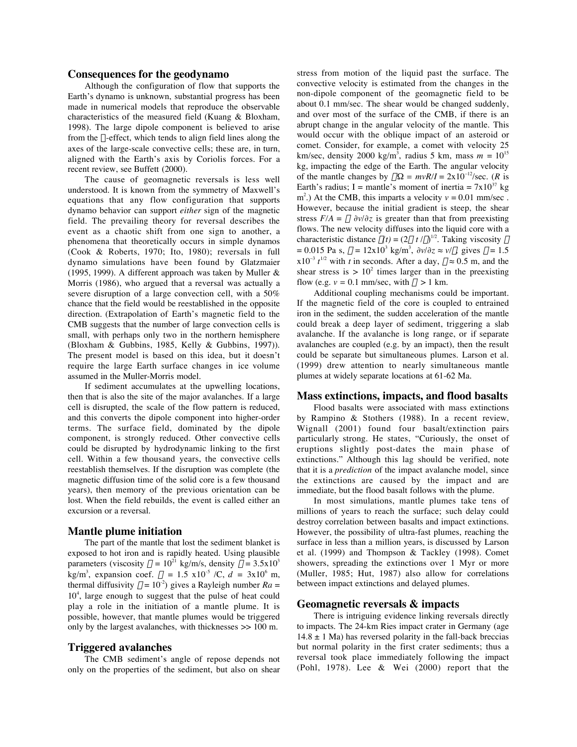## Consequences for the geodynamo

Although the configuration of flow that supports the Earth's dynamo is unknown, substantial progress has been made in numerical models that reproduce the observable characteristics of the measured field (Kuang & Bloxham, 1998). The large dipole component is believed to arise from the $\alpha$-effect, which tends to align field lines along the axes of the large-scale convective cells; these are, in turn, aligned with the Earth's axis by Coriolis forces. For a recent review, see Buffett (2000).

The cause of geomagnetic reversals is less well understood. It is known from the symmetry of Maxwell's equations that any flow configuration that supports dynamo behavior can support *either* sign of the magnetic field. The prevailing theory for reversal describes the event as a chaotic shift from one sign to another, a phenomena that theoretically occurs in simple dynamos (Cook & Roberts, 1970; Ito, 1980); reversals in full dynamo simulations have been found by Glatzmaier (1995, 1999). A different approach was taken by Muller & Morris (1986), who argued that a reversal was actually a severe disruption of a large convection cell, with a 50% chance that the field would be reestablished in the opposite direction. (Extrapolation of Earth's magnetic field to the CMB suggests that the number of large convection cells is small, with perhaps only two in the northern hemisphere (Bloxham & Gubbins, 1985, Kelly & Gubbins, 1997)). The present model is based on this idea, but it doesn't require the large Earth surface changes in ice volume assumed in the Muller-Morris model.

If sediment accumulates at the upwelling locations, then that is also the site of the major avalanches. If a large cell is disrupted, the scale of the flow pattern is reduced, and this converts the dipole component into higher-order terms. The surface field, dominated by the dipole component, is strongly reduced. Other convective cells could be disrupted by hydrodynamic linking to the first cell. Within a few thousand years, the convective cells reestablish themselves. If the disruption was complete (the magnetic diffusion time of the solid core is a few thousand years), then memory of the previous orientation can be lost. When the field rebuilds, the event is called either an excursion or a reversal.

## Mantle plume initiation

The part of the mantle that lost the sediment blanket is exposed to hot iron and is rapidly heated. Using plausible parameters (viscosity $\eta = 10^{21}$ kg/m/s, density $\rho = 3.5\times10^{3}$ kg/m$^3$, expansion coef. $\alpha = 1.5\times10^{-5}$ /C, $d = 3\times10^{6}$ m, thermal diffusivity $\kappa = 10^{-2}$) gives a Rayleigh number $Ra = 10^4$, large enough to suggest that the pulse of heat could play a role in the initiation of a mantle plume. It is possible, however, that mantle plumes would be triggered only by the largest avalanches, with thicknesses >> 100 m.

## Triggered avalanches

The CMB sediment's angle of repose depends not only on the properties of the sediment, but also on shear stress from motion of the liquid past the surface. The convective velocity is estimated from the changes in the non-dipole component of the geomagnetic field to be about 0.1 mm/sec. The shear would be changed suddenly, and over most of the surface of the CMB, if there is an abrupt change in the angular velocity of the mantle. This would occur with the oblique impact of an asteroid or comet. Consider, for example, a comet with velocity 25 km/sec, density 2000 kg/m$^3$, radius 5 km, mass $m = 10^{15}$ kg, impacting the edge of the Earth. The angular velocity of the mantle changes by $\Delta\Omega = mvR/I = 2\times10^{-12}$/sec. ($R$ is Earth's radius; I = mantle's moment of inertia = $7\times10^{37}$ kg m$^2$.) At the CMB, this imparts a velocity $v = 0.01$ mm/sec . However, because the initial gradient is steep, the shear stress $F/A = \eta\, \partial v/\partial z$ is greater than that from preexisting flows. The new velocity diffuses into the liquid core with a characteristic distance $\delta(t) = (2\eta\, t/\rho)^{1/2}$. Taking viscosity $\eta = 0.015$ Pa s, $\rho = 12\times10^{3}$ kg/m$^3$, $\partial v/\partial z \approx v/\delta$, gives $\delta = 1.5\times10^{-3}\, t^{1/2}$ with $t$ in seconds. After a day, $\delta \approx 0.5$ m, and the shear stress is $> 10^2$ times larger than in the preexisting flow (e.g. $v = 0.1$ mm/sec, with $\delta > 1$ km.

Additional coupling mechanisms could be important. If the magnetic field of the core is coupled to entrained iron in the sediment, the sudden acceleration of the mantle could break a deep layer of sediment, triggering a slab avalanche. If the avalanche is long range, or if separate avalanches are coupled (e.g. by an impact), then the result could be separate but simultaneous plumes. Larson et al. (1999) drew attention to nearly simultaneous mantle plumes at widely separate locations at 61-62 Ma.

## Mass extinctions, impacts, and flood basalts

Flood basalts were associated with mass extinctions by Rampino & Stothers (1988). In a recent review, Wignall (2001) found four basalt/extinction pairs particularly strong. He states, "Curiously, the onset of eruptions slightly post-dates the main phase of extinctions." Although this lag should be verified, note that it is a *prediction* of the impact avalanche model, since the extinctions are caused by the impact and are immediate, but the flood basalt follows with the plume.

In most simulations, mantle plumes take tens of millions of years to reach the surface; such delay could destroy correlation between basalts and impact extinctions. However, the possibility of ultra-fast plumes, reaching the surface in less than a million years, is discussed by Larson et al. (1999) and Thompson & Tackley (1998). Comet showers, spreading the extinctions over 1 Myr or more (Muller, 1985; Hut, 1987) also allow for correlations between impact extinctions and delayed plumes.

## Geomagnetic reversals & impacts

There is intriguing evidence linking reversals directly to impacts. The 24-km Ries impact crater in Germany (age 14.8 ± 1 Ma) has reversed polarity in the fall-back breccias but normal polarity in the first crater sediments; thus a reversal took place immediately following the impact (Pohl, 1978). Lee & Wei (2000) report that the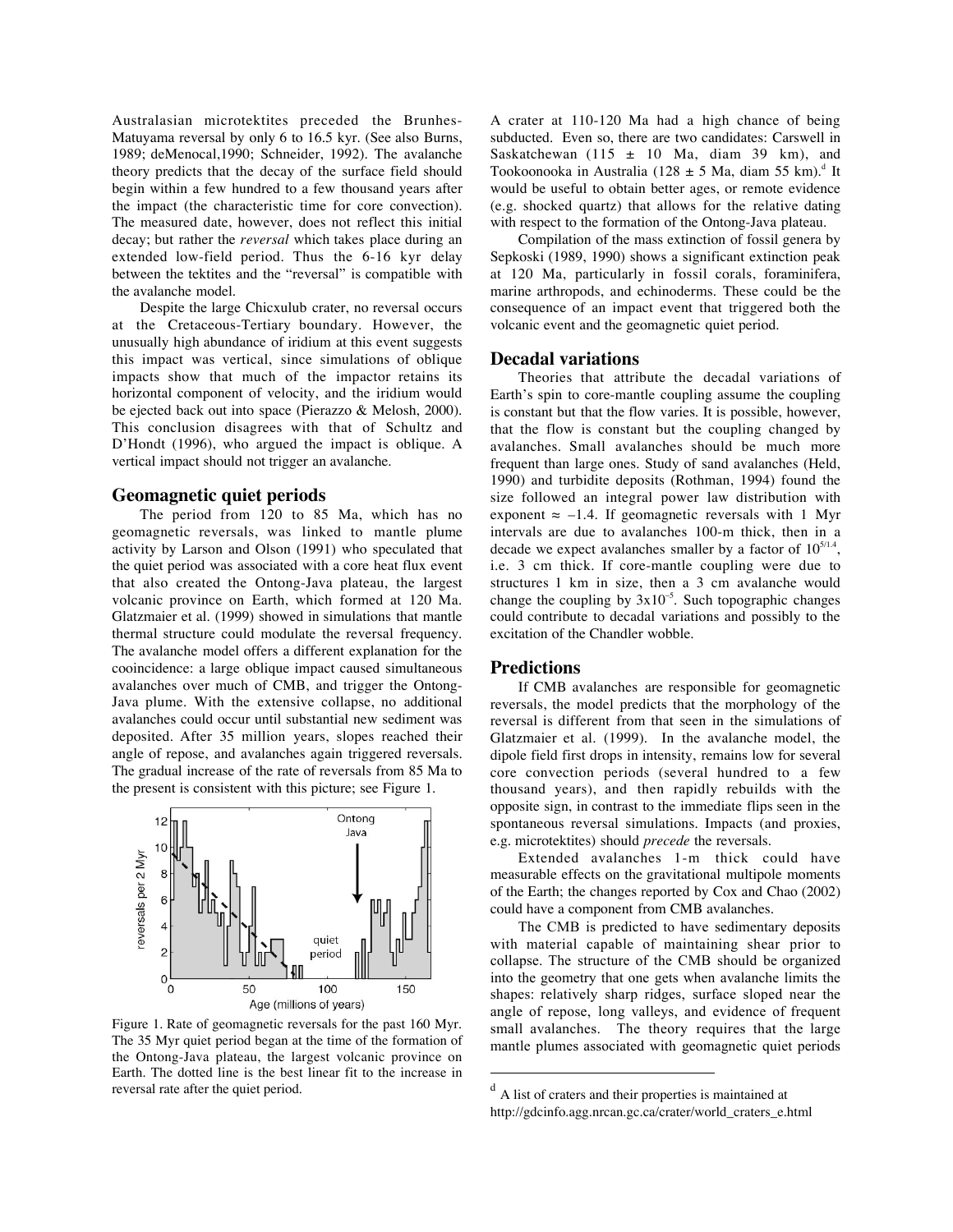Australasian microtektites preceded the Brunhes-Matuyama reversal by only 6 to 16.5 kyr. (See also Burns, 1989; deMenocal,1990; Schneider, 1992). The avalanche theory predicts that the decay of the surface field should begin within a few hundred to a few thousand years after the impact (the characteristic time for core convection). The measured date, however, does not reflect this initial decay; but rather the *reversal* which takes place during an extended low-field period. Thus the 6-16 kyr delay between the tektites and the "reversal" is compatible with the avalanche model.

Despite the large Chicxulub crater, no reversal occurs at the Cretaceous-Tertiary boundary. However, the unusually high abundance of iridium at this event suggests this impact was vertical, since simulations of oblique impacts show that much of the impactor retains its horizontal component of velocity, and the iridium would be ejected back out into space (Pierazzo & Melosh, 2000). This conclusion disagrees with that of Schultz and D'Hondt (1996), who argued the impact is oblique. A vertical impact should not trigger an avalanche.

## Geomagnetic quiet periods

The period from 120 to 85 Ma, which has no geomagnetic reversals, was linked to mantle plume activity by Larson and Olson (1991) who speculated that the quiet period was associated with a core heat flux event that also created the Ontong-Java plateau, the largest volcanic province on Earth, which formed at 120 Ma. Glatzmaier et al. (1999) showed in simulations that mantle thermal structure could modulate the reversal frequency. The avalanche model offers a different explanation for the cooincidence: a large oblique impact caused simultaneous avalanches over much of CMB, and trigger the Ontong-Java plume. With the extensive collapse, no additional avalanches could occur until substantial new sediment was deposited. After 35 million years, slopes reached their angle of repose, and avalanches again triggered reversals. The gradual increase of the rate of reversals from 85 Ma to the present is consistent with this picture; see Figure 1.

Figure 1. Rate of geomagnetic reversals for the past 160 Myr. The 35 Myr quiet period began at the time of the formation of the Ontong-Java plateau, the largest volcanic province on Earth. The dotted line is the best linear fit to the increase in reversal rate after the quiet period.

A crater at 110-120 Ma had a high chance of being subducted. Even so, there are two candidates: Carswell in Saskatchewan (115 ± 10 Ma, diam 39 km), and Tookoonooka in Australia (128 ± 5 Ma, diam 55 km).[d] It would be useful to obtain better ages, or remote evidence (e.g. shocked quartz) that allows for the relative dating with respect to the formation of the Ontong-Java plateau.

Compilation of the mass extinction of fossil genera by Sepkoski (1989, 1990) shows a significant extinction peak at 120 Ma, particularly in fossil corals, foraminifera, marine arthropods, and echinoderms. These could be the consequence of an impact event that triggered both the volcanic event and the geomagnetic quiet period.

## Decadal variations

Theories that attribute the decadal variations of Earth's spin to core-mantle coupling assume the coupling is constant but that the flow varies. It is possible, however, that the flow is constant but the coupling changed by avalanches. Small avalanches should be much more frequent than large ones. Study of sand avalanches (Held, 1990) and turbidite deposits (Rothman, 1994) found the size followed an integral power law distribution with exponent $\approx -1.4$. If geomagnetic reversals with 1 Myr intervals are due to avalanches 100-m thick, then in a decade we expect avalanches smaller by a factor of $10^{5/1.4}$, i.e. 3 cm thick. If core-mantle coupling were due to structures 1 km in size, then a 3 cm avalanche would change the coupling by $3\times10^{-5}$. Such topographic changes could contribute to decadal variations and possibly to the excitation of the Chandler wobble.

## Predictions

If CMB avalanches are responsible for geomagnetic reversals, the model predicts that the morphology of the reversal is different from that seen in the simulations of Glatzmaier et al. (1999). In the avalanche model, the dipole field first drops in intensity, remains low for several core convection periods (several hundred to a few thousand years), and then rapidly rebuilds with the opposite sign, in contrast to the immediate flips seen in the spontaneous reversal simulations. Impacts (and proxies, e.g. microtektites) should *precede* the reversals.

Extended avalanches 1-m thick could have measurable effects on the gravitational multipole moments of the Earth; the changes reported by Cox and Chao (2002) could have a component from CMB avalanches.

The CMB is predicted to have sedimentary deposits with material capable of maintaining shear prior to collapse. The structure of the CMB should be organized into the geometry that one gets when avalanche limits the shapes: relatively sharp ridges, surface sloped near the angle of repose, long valleys, and evidence of frequent small avalanches. The theory requires that the large mantle plumes associated with geomagnetic quiet periods

[d] A list of craters and their properties is maintained at http://gdcinfo.agg.nrcan.gc.ca/crater/world_craters_e.html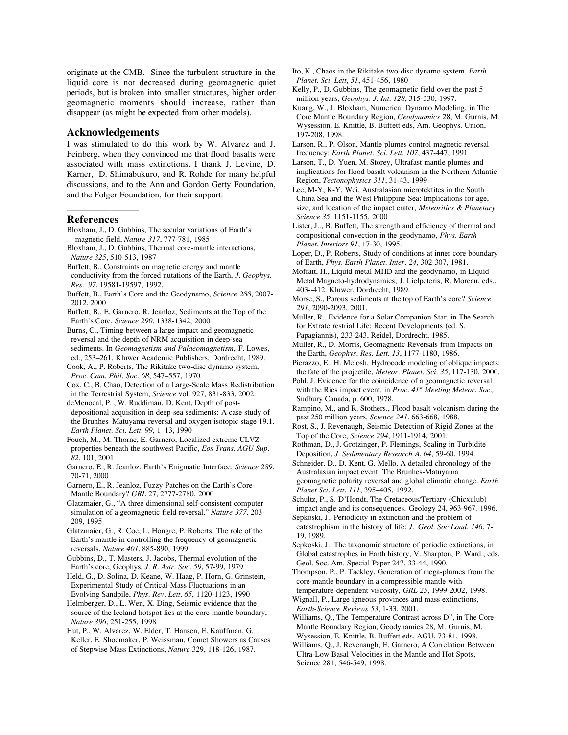originate at the CMB. Since the turbulent structure in the liquid core is not decreased during geomagnetic quiet periods, but is broken into smaller structures, higher order geomagnetic moments should increase, rather than disappear (as might be expected from other models).

## Acknowledgements

I was stimulated to do this work by W. Alvarez and J. Feinberg, when they convinced me that flood basalts were associated with mass extinctions. I thank J. Levine, D. Karner, D. Shimabukuro, and R. Rohde for many helpful discussions, and to the Ann and Gordon Getty Foundation, and the Folger Foundation, for their support.

---

## References

Bloxham, J., D. Gubbins, The secular variations of Earth's magnetic field, *Nature 317*, 777-781, 1985

Bloxham, J., D. Gubbins, Thermal core-mantle interactions, *Nature 325*, 510-513, 1987

Buffett, B., Constraints on magnetic energy and mantle conductivity from the forced nutations of the Earth, *J. Geophys. Res. 97*, 19581-19597, 1992.

Buffett, B., Earth's Core and the Geodynamo, *Science 288*, 2007-2012, 2000

Buffett, B., E. Garnero, R. Jeanloz, Sediments at the Top of the Earth's Core, *Science 290*, 1338-1342, 2000

Burns, C., Timing between a large impact and geomagnetic reversal and the depth of NRM acquisition in deep-sea sediments. In *Geomagnetism and Palaeomagnetism*, F. Lowes, ed., 253–261. Kluwer Academic Publishers, Dordrecht, 1989.

Cook, A., P. Roberts, The Rikitake two-disc dynamo system, *Proc. Cam. Phil. Soc. 68*, 547–557, 1970

Cox, C., B. Chao, Detection of a Large-Scale Mass Redistribution in the Terrestrial System, *Science* vol. 927, 831-833, 2002.

deMenocal, P. , W. Ruddiman, D. Kent, Depth of post-depositional acquisition in deep-sea sediments: A case study of the Brunhes–Matuyama reversal and oxygen isotopic stage 19.1. *Earth Planet. Sci. Lett. 99*, 1–13, 1990

Fouch, M., M. Thorne, E. Garnero, Localized extreme ULVZ properties beneath the southwest Pacific, *Eos Trans. AGU Sup. 82*, 101, 2001

Garnero, E., R. Jeanloz, Earth's Enigmatic Interface, *Science 289*, 70-71, 2000

Garnero, E., R. Jeanloz, Fuzzy Patches on the Earth's Core-Mantle Boundary? *GRL* 27, 2777-2780, 2000

Glatzmaier, G., "A three dimensional self-consistent computer simulation of a geomagnetic field reversal." *Nature 377*, 203-209, 1995

Glatzmaier, G., R. Coe, L. Hongre, P. Roberts, The role of the Earth's mantle in controlling the frequency of geomagnetic reversals, *Nature 401*, 885-890, 1999.

Gubbins, D., T. Masters, J. Jacobs, Thermal evolution of the Earth's core, Geophys. *J. R. Astr. Soc. 59*, 57-99, 1979

Held, G., D. Solina, D. Keane, W. Haag, P. Horn, G. Grinstein, Experimental Study of Critical-Mass Fluctuations in an Evolving Sandpile, *Phys. Rev. Lett. 65*, 1120-1123, 1990

Helmberger, D., L. Wen, X. Ding, Seismic evidence that the source of the Iceland hotspot lies at the core-mantle boundary, *Nature 396*, 251-255, 1998

Hut, P., W. Alvarez, W. Elder, T. Hansen, E. Kauffman, G. Keller, E. Shoemaker, P. Weissman, Comet Showers as Causes of Stepwise Mass Extinctions, *Nature* 329, 118-126, 1987.

Ito, K., Chaos in the Rikitake two-disc dynamo system, *Earth Planet. Sci. Lett*, *51*, 451-456, 1980

Kelly, P., D. Gubbins, The geomagnetic field over the past 5 million years, *Geophys. J. Int. 128*, 315-330, 1997.

Kuang, W., J. Bloxham, Numerical Dynamo Modeling, in The Core Mantle Boundary Region, *Geodynamics* 28, M. Gurnis, M. Wysession, E. Knittle, B. Buffett eds, Am. Geophys. Union, 197-208, 1998.

Larson, R., P. Olson, Mantle plumes control magnetic reversal frequency: *Earth Planet. Sci. Lett. 107*, 437-447, 1991

Larson, T., D. Yuen, M. Storey, Ultrafast mantle plumes and implications for flood basalt volcanism in the Northern Atlantic Region, *Tectonophysics 311*, 31-43, 1999

Lee, M-Y, K-Y. Wei, Australasian microtektites in the South China Sea and the West Philippine Sea: Implications for age, size, and location of the impact crater, *Meteoritics & Planetary Science 35*, 1151-1155, 2000

Lister, J.., B. Buffett, The strength and efficiency of thermal and compositional convection in the geodynamo, *Phys. Earth Planet. Interiors 91*, 17-30, 1995.

Loper, D., P. Roberts, Study of conditions at inner core boundary of Earth, *Phys. Earth Planet. Inter. 24*, 302-307, 1981.

Moffatt, H., Liquid metal MHD and the geodynamo, in Liquid Metal Magneto-hydrodynamics, J. Lielpeteris, R. Moreau, eds., 403--412. Kluwer, Dordrecht, 1989.

Morse, S., Porous sediments at the top of Earth's core? *Science 291*, 2090-2093, 2001.

Muller, R., Evidence for a Solar Companion Star, in The Search for Extraterrestrial Life: Recent Developments (ed. S. Papagiannis), 233-243, Reidel, Dordrecht, 1985.

Muller, R., D. Morris, Geomagnetic Reversals from Impacts on the Earth, *Geophys. Res. Lett. 13*, 1177-1180, 1986.

Pierazzo, E., H. Melosh, Hydrocode modeling of oblique impacts: the fate of the projectile, *Meteor. Planet. Sci. 35*, 117-130, 2000.

Pohl. J. Evidence for the coincidence of a geomagnetic reversal with the Ries impact event, in *Proc. 41st Meeting Meteor. Soc.,* Sudbury Canada, p. 600, 1978.

Rampino, M., and R. Stothers., Flood basalt volcanism during the past 250 million years, *Science 241*, 663-668, 1988.

Rost, S., J. Revenaugh, Seismic Detection of Rigid Zones at the Top of the Core, *Science 294*, 1911-1914, 2001.

Rothman, D., J. Grotzinger, P. Flemings, Scaling in Turbidite Deposition, *J. Sedimentary Research A*, *64*, 59-60, 1994.

Schneider, D., D. Kent, G. Mello, A detailed chronology of the Australasian impact event: The Brunhes-Matuyama geomagnetic polarity reversal and global climatic change. *Earth Planet Sci. Lett. 111*, 395–405, 1992.

Schultz, P., S. D'Hondt, The Cretaceous/Tertiary (Chicxulub) impact angle and its consequences. Geology 24, 963-967. 1996.

Sepkoski, J., Periodicity in extinction and the problem of catastrophism in the history of life: *J. Geol. Soc Lond. 146*, 7-19, 1989.

Sepkoski, J., The taxonomic structure of periodic extinctions, in Global catastrophes in Earth history, V. Sharpton, P. Ward., eds, Geol. Soc. Am. Special Paper 247, 33-44, 1990.

Thompson, P., P. Tackley, Generation of mega-plumes from the core-mantle boundary in a compressible mantle with temperature-dependent viscosity, *GRL 25*, 1999-2002, 1998.

Wignall, P., Large igneous provinces and mass extinctions, *Earth-Science Reviews 53*, 1-33, 2001.

Williams, Q., The Temperature Contrast across D", in The Core-Mantle Boundary Region, Geodynamics 28, M. Gurnis, M. Wysession, E. Knittle, B. Buffett eds, AGU, 73-81, 1998.

Williams, Q., J. Revenaugh, E. Garnero, A Correlation Between Ultra-Low Basal Velocities in the Mantle and Hot Spots, Science 281, 546-549, 1998.